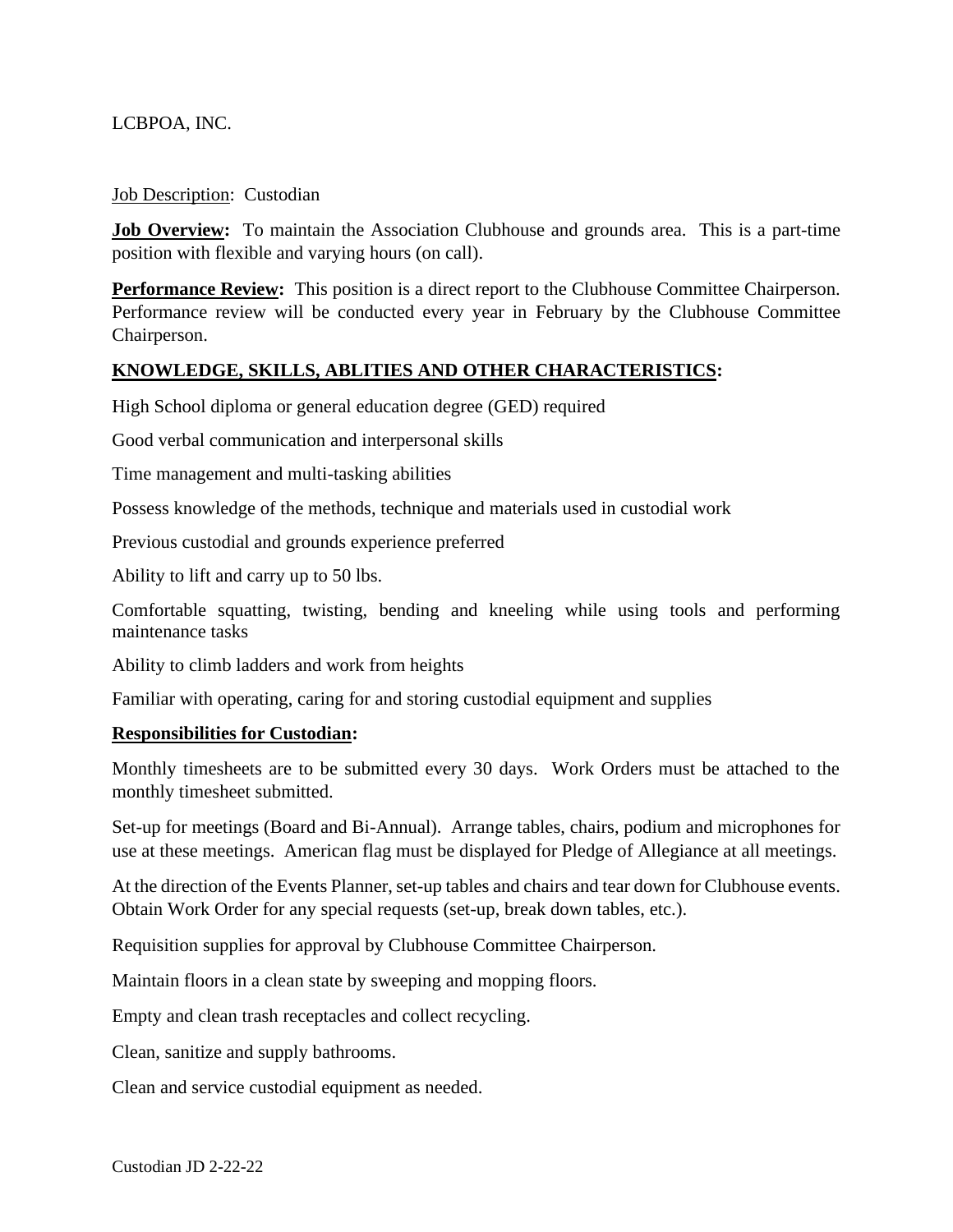LCBPOA, INC.

Job Description: Custodian

**Job Overview:** To maintain the Association Clubhouse and grounds area. This is a part-time position with flexible and varying hours (on call).

**Performance Review:** This position is a direct report to the Clubhouse Committee Chairperson. Performance review will be conducted every year in February by the Clubhouse Committee Chairperson.

## KNOWLEDGE, SKILLS, ABLITIES AND OTHER CHARACTERISTICS:

High School diploma or general education degree (GED) required

Good verbal communication and interpersonal skills

Time management and multi-tasking abilities

Possess knowledge of the methods, technique and materials used in custodial work

Previous custodial and grounds experience preferred

Ability to lift and carry up to 50 lbs.

Comfortable squatting, twisting, bending and kneeling while using tools and performing maintenance tasks

Ability to climb ladders and work from heights

Familiar with operating, caring for and storing custodial equipment and supplies

## Responsibilities for Custodian:

Monthly timesheets are to be submitted every 30 days. Work Orders must be attached to the monthly timesheet submitted.

Set-up for meetings (Board and Bi-Annual). Arrange tables, chairs, podium and microphones for use at these meetings. American flag must be displayed for Pledge of Allegiance at all meetings.

At the direction of the Events Planner, set-up tables and chairs and tear down for Clubhouse events. Obtain Work Order for any special requests (set-up, break down tables, etc.).

Requisition supplies for approval by Clubhouse Committee Chairperson.

Maintain floors in a clean state by sweeping and mopping floors.

Empty and clean trash receptacles and collect recycling.

Clean, sanitize and supply bathrooms.

Clean and service custodial equipment as needed.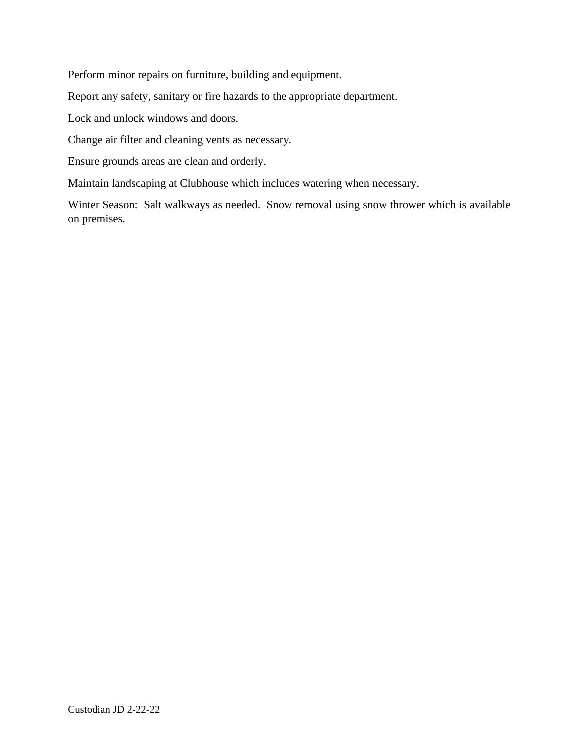Perform minor repairs on furniture, building and equipment.

Report any safety, sanitary or fire hazards to the appropriate department.

Lock and unlock windows and doors.

Change air filter and cleaning vents as necessary.

Ensure grounds areas are clean and orderly.

Maintain landscaping at Clubhouse which includes watering when necessary.

Winter Season: Salt walkways as needed. Snow removal using snow thrower which is available on premises.